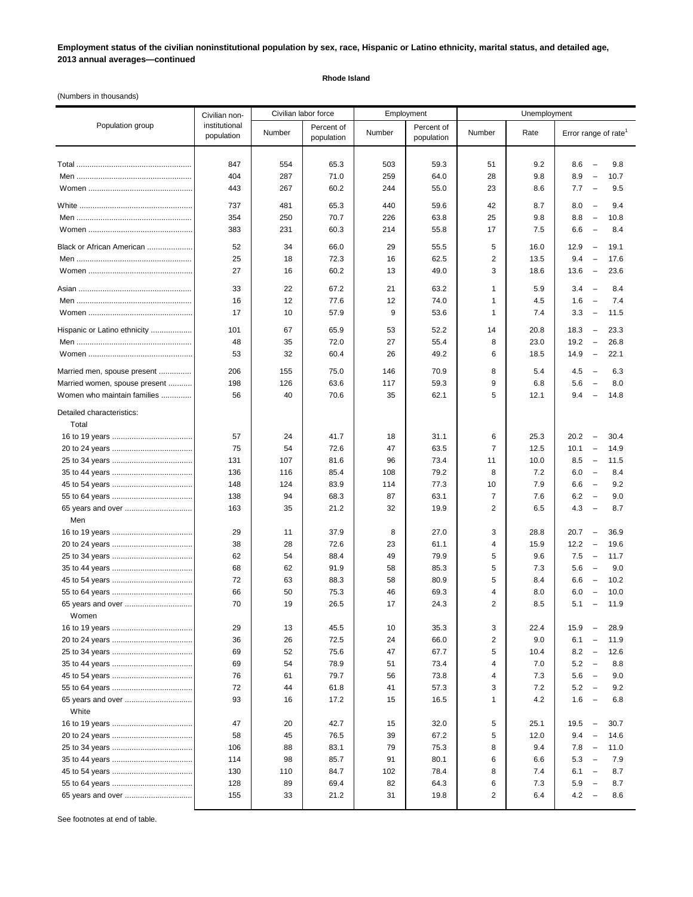**Employment status of the civilian noninstitutional population by sex, race, Hispanic or Latino ethnicity, marital status, and detailed age, 2013 annual averages—continued**

**Rhode Island**

(Numbers in thousands)

| Population group | Civilian non-institutional population | Civilian labor force | | Employment | | Unemployment | | |
|---|---|---|---|---|---|---|---|---|
| | | Number | Percent of population | Number | Percent of population | Number | Rate | Error range of rate[1] |
| Total | 847 | 554 | 65.3 | 503 | 59.3 | 51 | 9.2 | 8.6 – 9.8 |
| Men | 404 | 287 | 71.0 | 259 | 64.0 | 28 | 9.8 | 8.9 – 10.7 |
| Women | 443 | 267 | 60.2 | 244 | 55.0 | 23 | 8.6 | 7.7 – 9.5 |
| White | 737 | 481 | 65.3 | 440 | 59.6 | 42 | 8.7 | 8.0 – 9.4 |
| Men | 354 | 250 | 70.7 | 226 | 63.8 | 25 | 9.8 | 8.8 – 10.8 |
| Women | 383 | 231 | 60.3 | 214 | 55.8 | 17 | 7.5 | 6.6 – 8.4 |
| Black or African American | 52 | 34 | 66.0 | 29 | 55.5 | 5 | 16.0 | 12.9 – 19.1 |
| Men | 25 | 18 | 72.3 | 16 | 62.5 | 2 | 13.5 | 9.4 – 17.6 |
| Women | 27 | 16 | 60.2 | 13 | 49.0 | 3 | 18.6 | 13.6 – 23.6 |
| Asian | 33 | 22 | 67.2 | 21 | 63.2 | 1 | 5.9 | 3.4 – 8.4 |
| Men | 16 | 12 | 77.6 | 12 | 74.0 | 1 | 4.5 | 1.6 – 7.4 |
| Women | 17 | 10 | 57.9 | 9 | 53.6 | 1 | 7.4 | 3.3 – 11.5 |
| Hispanic or Latino ethnicity | 101 | 67 | 65.9 | 53 | 52.2 | 14 | 20.8 | 18.3 – 23.3 |
| Men | 48 | 35 | 72.0 | 27 | 55.4 | 8 | 23.0 | 19.2 – 26.8 |
| Women | 53 | 32 | 60.4 | 26 | 49.2 | 6 | 18.5 | 14.9 – 22.1 |
| Married men, spouse present | 206 | 155 | 75.0 | 146 | 70.9 | 8 | 5.4 | 4.5 – 6.3 |
| Married women, spouse present | 198 | 126 | 63.6 | 117 | 59.3 | 9 | 6.8 | 5.6 – 8.0 |
| Women who maintain families | 56 | 40 | 70.6 | 35 | 62.1 | 5 | 12.1 | 9.4 – 14.8 |
| Detailed characteristics: | | | | | | | | |
| Total | | | | | | | | |
| 16 to 19 years | 57 | 24 | 41.7 | 18 | 31.1 | 6 | 25.3 | 20.2 – 30.4 |
| 20 to 24 years | 75 | 54 | 72.6 | 47 | 63.5 | 7 | 12.5 | 10.1 – 14.9 |
| 25 to 34 years | 131 | 107 | 81.6 | 96 | 73.4 | 11 | 10.0 | 8.5 – 11.5 |
| 35 to 44 years | 136 | 116 | 85.4 | 108 | 79.2 | 8 | 7.2 | 6.0 – 8.4 |
| 45 to 54 years | 148 | 124 | 83.9 | 114 | 77.3 | 10 | 7.9 | 6.6 – 9.2 |
| 55 to 64 years | 138 | 94 | 68.3 | 87 | 63.1 | 7 | 7.6 | 6.2 – 9.0 |
| 65 years and over | 163 | 35 | 21.2 | 32 | 19.9 | 2 | 6.5 | 4.3 – 8.7 |
| Men | | | | | | | | |
| 16 to 19 years | 29 | 11 | 37.9 | 8 | 27.0 | 3 | 28.8 | 20.7 – 36.9 |
| 20 to 24 years | 38 | 28 | 72.6 | 23 | 61.1 | 4 | 15.9 | 12.2 – 19.6 |
| 25 to 34 years | 62 | 54 | 88.4 | 49 | 79.9 | 5 | 9.6 | 7.5 – 11.7 |
| 35 to 44 years | 68 | 62 | 91.9 | 58 | 85.3 | 5 | 7.3 | 5.6 – 9.0 |
| 45 to 54 years | 72 | 63 | 88.3 | 58 | 80.9 | 5 | 8.4 | 6.6 – 10.2 |
| 55 to 64 years | 66 | 50 | 75.3 | 46 | 69.3 | 4 | 8.0 | 6.0 – 10.0 |
| 65 years and over | 70 | 19 | 26.5 | 17 | 24.3 | 2 | 8.5 | 5.1 – 11.9 |
| Women | | | | | | | | |
| 16 to 19 years | 29 | 13 | 45.5 | 10 | 35.3 | 3 | 22.4 | 15.9 – 28.9 |
| 20 to 24 years | 36 | 26 | 72.5 | 24 | 66.0 | 2 | 9.0 | 6.1 – 11.9 |
| 25 to 34 years | 69 | 52 | 75.6 | 47 | 67.7 | 5 | 10.4 | 8.2 – 12.6 |
| 35 to 44 years | 69 | 54 | 78.9 | 51 | 73.4 | 4 | 7.0 | 5.2 – 8.8 |
| 45 to 54 years | 76 | 61 | 79.7 | 56 | 73.8 | 4 | 7.3 | 5.6 – 9.0 |
| 55 to 64 years | 72 | 44 | 61.8 | 41 | 57.3 | 3 | 7.2 | 5.2 – 9.2 |
| 65 years and over | 93 | 16 | 17.2 | 15 | 16.5 | 1 | 4.2 | 1.6 – 6.8 |
| White | | | | | | | | |
| 16 to 19 years | 47 | 20 | 42.7 | 15 | 32.0 | 5 | 25.1 | 19.5 – 30.7 |
| 20 to 24 years | 58 | 45 | 76.5 | 39 | 67.2 | 5 | 12.0 | 9.4 – 14.6 |
| 25 to 34 years | 106 | 88 | 83.1 | 79 | 75.3 | 8 | 9.4 | 7.8 – 11.0 |
| 35 to 44 years | 114 | 98 | 85.7 | 91 | 80.1 | 6 | 6.6 | 5.3 – 7.9 |
| 45 to 54 years | 130 | 110 | 84.7 | 102 | 78.4 | 8 | 7.4 | 6.1 – 8.7 |
| 55 to 64 years | 128 | 89 | 69.4 | 82 | 64.3 | 6 | 7.3 | 5.9 – 8.7 |
| 65 years and over | 155 | 33 | 21.2 | 31 | 19.8 | 2 | 6.4 | 4.2 – 8.6 |

See footnotes at end of table.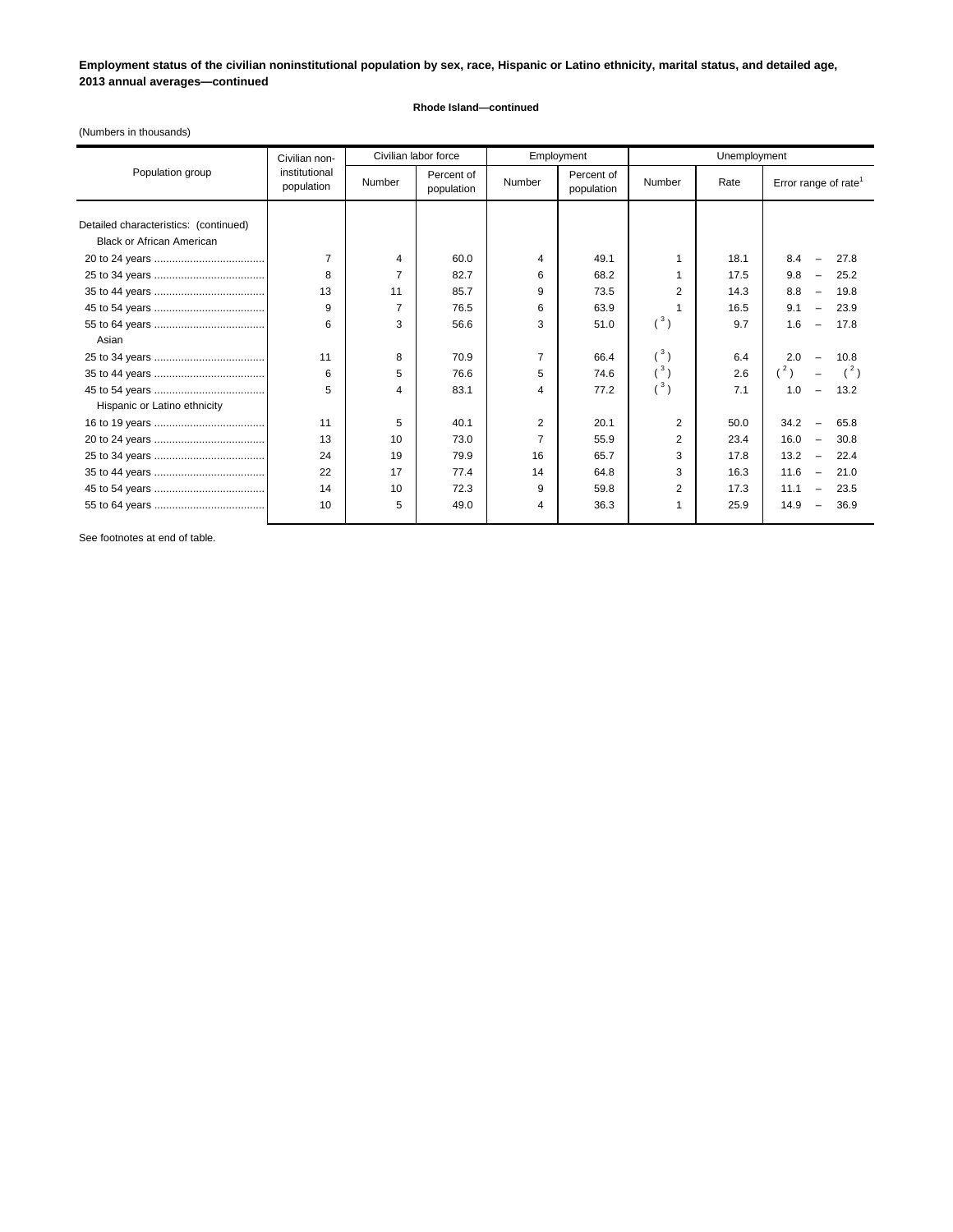**Employment status of the civilian noninstitutional population by sex, race, Hispanic or Latino ethnicity, marital status, and detailed age, 2013 annual averages—continued**

**Rhode Island—continued**

(Numbers in thousands)

| Population group | Civilian non-institutional population | Civilian labor force | | Employment | | Unemployment | | |
|---|---|---|---|---|---|---|---|---|
| | | Number | Percent of population | Number | Percent of population | Number | Rate | Error range of rate[1] |
| Detailed characteristics: (continued) | | | | | | | | |
| Black or African American | | | | | | | | |
| 20 to 24 years | 7 | 4 | 60.0 | 4 | 49.1 | 1 | 18.1 | 8.4 – 27.8 |
| 25 to 34 years | 8 | 7 | 82.7 | 6 | 68.2 | 1 | 17.5 | 9.8 – 25.2 |
| 35 to 44 years | 13 | 11 | 85.7 | 9 | 73.5 | 2 | 14.3 | 8.8 – 19.8 |
| 45 to 54 years | 9 | 7 | 76.5 | 6 | 63.9 | 1 | 16.5 | 9.1 – 23.9 |
| 55 to 64 years | 6 | 3 | 56.6 | 3 | 51.0 | ( 3 ) | 9.7 | 1.6 – 17.8 |
| Asian | | | | | | | | |
| 25 to 34 years | 11 | 8 | 70.9 | 7 | 66.4 | ( 3 ) | 6.4 | 2.0 – 10.8 |
| 35 to 44 years | 6 | 5 | 76.6 | 5 | 74.6 | ( 3 ) | 2.6 | ( 2 ) – ( 2 ) |
| 45 to 54 years | 5 | 4 | 83.1 | 4 | 77.2 | ( 3 ) | 7.1 | 1.0 – 13.2 |
| Hispanic or Latino ethnicity | | | | | | | | |
| 16 to 19 years | 11 | 5 | 40.1 | 2 | 20.1 | 2 | 50.0 | 34.2 – 65.8 |
| 20 to 24 years | 13 | 10 | 73.0 | 7 | 55.9 | 2 | 23.4 | 16.0 – 30.8 |
| 25 to 34 years | 24 | 19 | 79.9 | 16 | 65.7 | 3 | 17.8 | 13.2 – 22.4 |
| 35 to 44 years | 22 | 17 | 77.4 | 14 | 64.8 | 3 | 16.3 | 11.6 – 21.0 |
| 45 to 54 years | 14 | 10 | 72.3 | 9 | 59.8 | 2 | 17.3 | 11.1 – 23.5 |
| 55 to 64 years | 10 | 5 | 49.0 | 4 | 36.3 | 1 | 25.9 | 14.9 – 36.9 |

See footnotes at end of table.